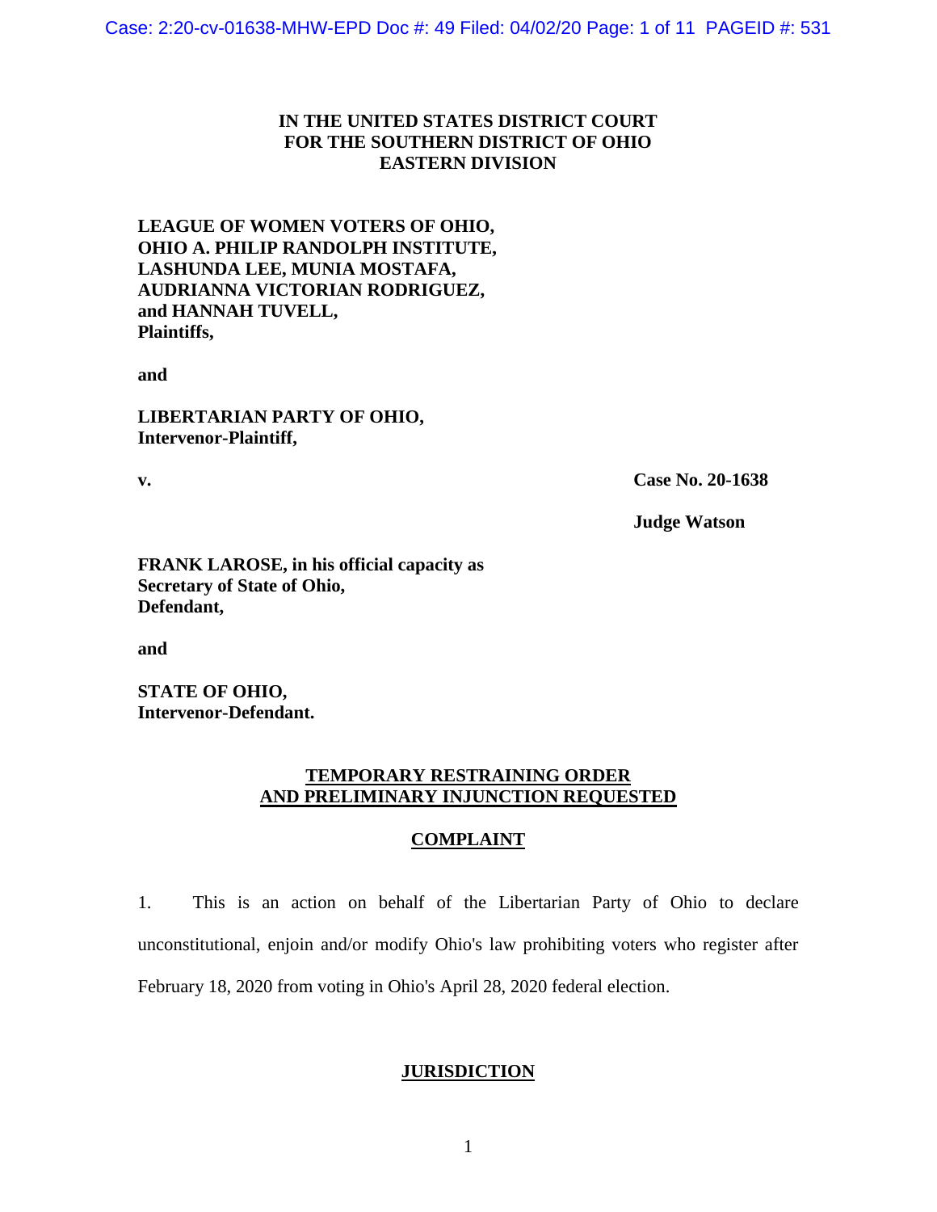**IN THE UNITED STATES DISTRICT COURT**
**FOR THE SOUTHERN DISTRICT OF OHIO**
**EASTERN DIVISION**

**LEAGUE OF WOMEN VOTERS OF OHIO,**
**OHIO A. PHILIP RANDOLPH INSTITUTE,**
**LASHUNDA LEE, MUNIA MOSTAFA,**
**AUDRIANNA VICTORIAN RODRIGUEZ,**
**and HANNAH TUVELL,**
**Plaintiffs,**

**and**

**LIBERTARIAN PARTY OF OHIO,**
**Intervenor-Plaintiff,**

**v.** **Case No. 20-1638**

**Judge Watson**

**FRANK LAROSE, in his official capacity as**
**Secretary of State of Ohio,**
**Defendant,**

**and**

**STATE OF OHIO,**
**Intervenor-Defendant.**

**TEMPORARY RESTRAINING ORDER**
**AND PRELIMINARY INJUNCTION REQUESTED**

## COMPLAINT

1. This is an action on behalf of the Libertarian Party of Ohio to declare unconstitutional, enjoin and/or modify Ohio's law prohibiting voters who register after February 18, 2020 from voting in Ohio's April 28, 2020 federal election.

## JURISDICTION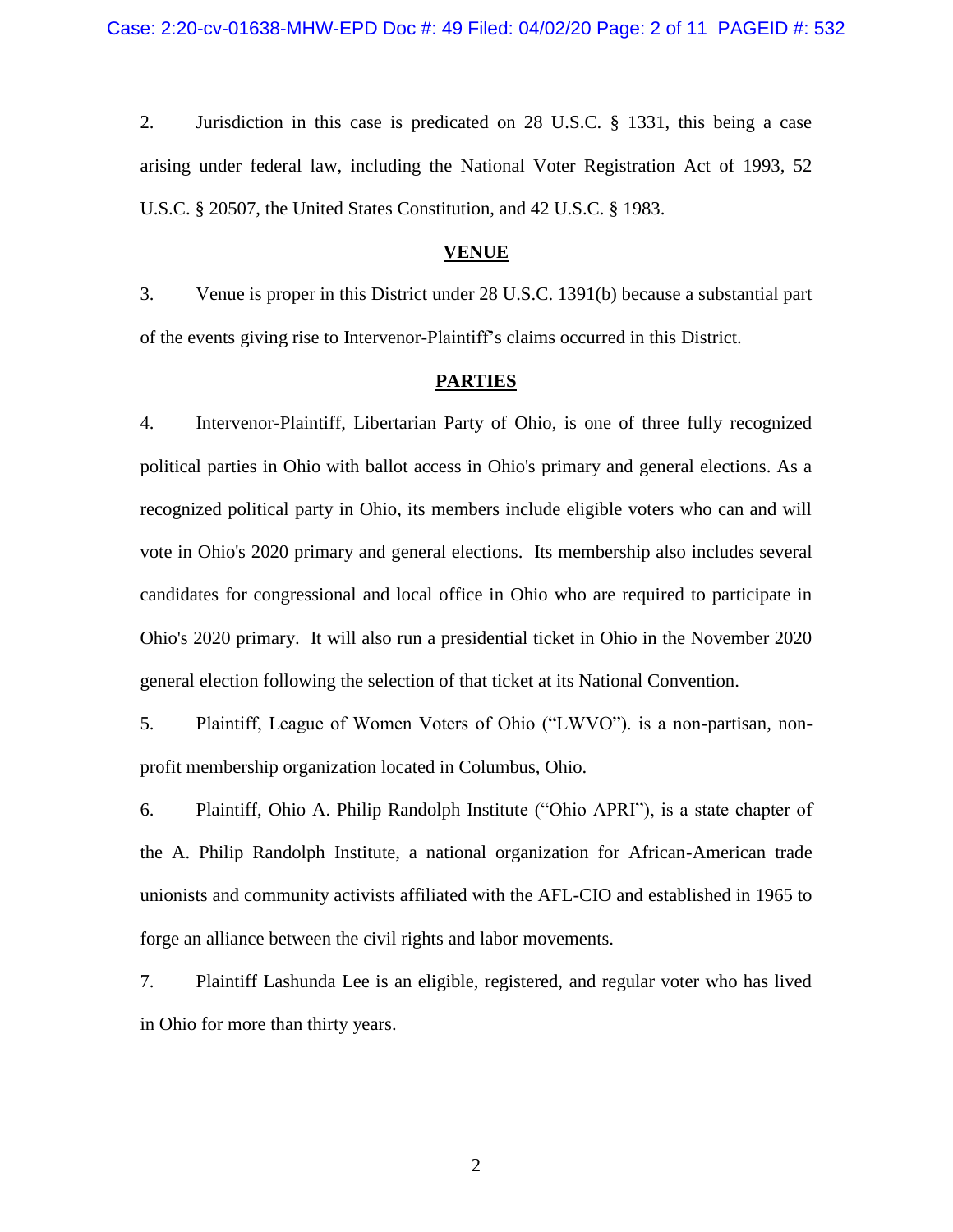2. Jurisdiction in this case is predicated on 28 U.S.C. § 1331, this being a case arising under federal law, including the National Voter Registration Act of 1993, 52 U.S.C. § 20507, the United States Constitution, and 42 U.S.C. § 1983.

## VENUE

3. Venue is proper in this District under 28 U.S.C. 1391(b) because a substantial part of the events giving rise to Intervenor-Plaintiff's claims occurred in this District.

## PARTIES

4. Intervenor-Plaintiff, Libertarian Party of Ohio, is one of three fully recognized political parties in Ohio with ballot access in Ohio's primary and general elections. As a recognized political party in Ohio, its members include eligible voters who can and will vote in Ohio's 2020 primary and general elections. Its membership also includes several candidates for congressional and local office in Ohio who are required to participate in Ohio's 2020 primary. It will also run a presidential ticket in Ohio in the November 2020 general election following the selection of that ticket at its National Convention.

5. Plaintiff, League of Women Voters of Ohio ("LWVO"). is a non-partisan, non-profit membership organization located in Columbus, Ohio.

6. Plaintiff, Ohio A. Philip Randolph Institute ("Ohio APRI"), is a state chapter of the A. Philip Randolph Institute, a national organization for African-American trade unionists and community activists affiliated with the AFL-CIO and established in 1965 to forge an alliance between the civil rights and labor movements.

7. Plaintiff Lashunda Lee is an eligible, registered, and regular voter who has lived in Ohio for more than thirty years.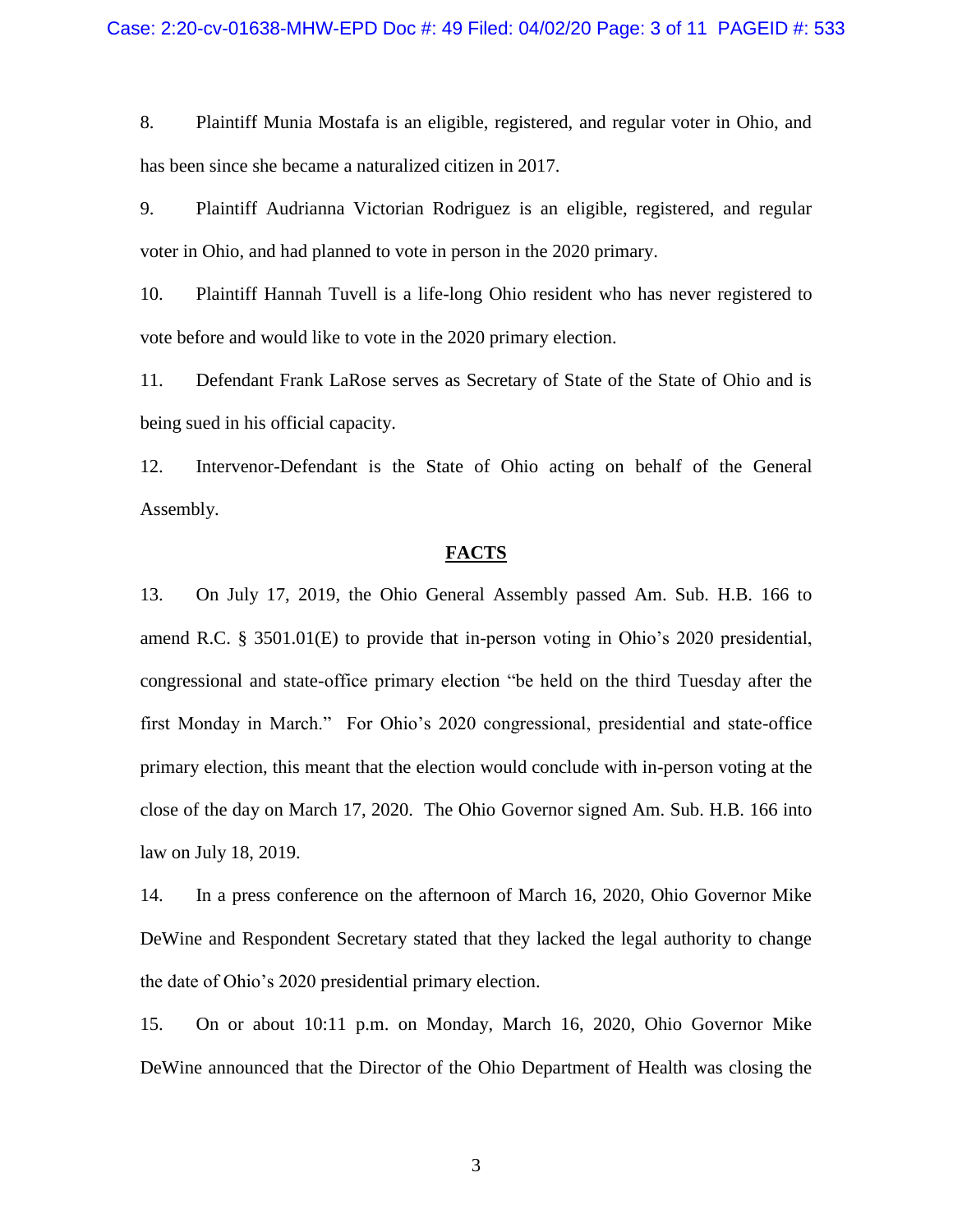8. Plaintiff Munia Mostafa is an eligible, registered, and regular voter in Ohio, and has been since she became a naturalized citizen in 2017.

9. Plaintiff Audrianna Victorian Rodriguez is an eligible, registered, and regular voter in Ohio, and had planned to vote in person in the 2020 primary.

10. Plaintiff Hannah Tuvell is a life-long Ohio resident who has never registered to vote before and would like to vote in the 2020 primary election.

11. Defendant Frank LaRose serves as Secretary of State of the State of Ohio and is being sued in his official capacity.

12. Intervenor-Defendant is the State of Ohio acting on behalf of the General Assembly.

## **FACTS**

13. On July 17, 2019, the Ohio General Assembly passed Am. Sub. H.B. 166 to amend R.C. § 3501.01(E) to provide that in-person voting in Ohio's 2020 presidential, congressional and state-office primary election "be held on the third Tuesday after the first Monday in March." For Ohio's 2020 congressional, presidential and state-office primary election, this meant that the election would conclude with in-person voting at the close of the day on March 17, 2020. The Ohio Governor signed Am. Sub. H.B. 166 into law on July 18, 2019.

14. In a press conference on the afternoon of March 16, 2020, Ohio Governor Mike DeWine and Respondent Secretary stated that they lacked the legal authority to change the date of Ohio's 2020 presidential primary election.

15. On or about 10:11 p.m. on Monday, March 16, 2020, Ohio Governor Mike DeWine announced that the Director of the Ohio Department of Health was closing the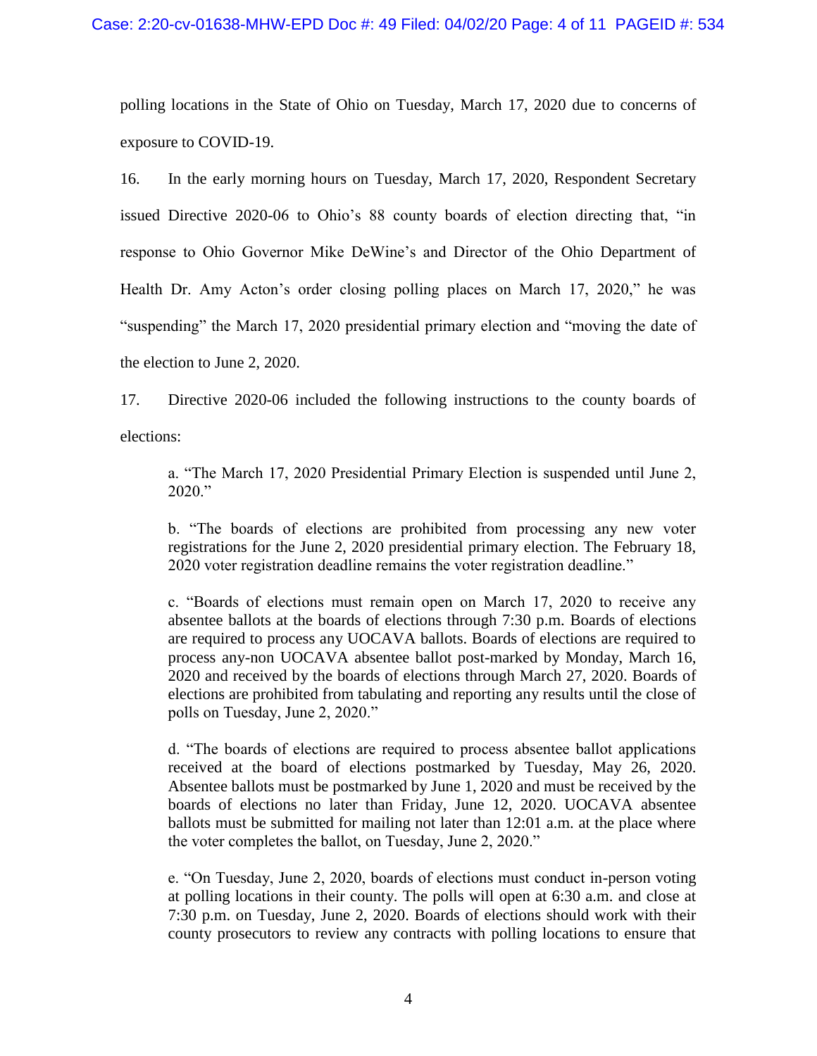polling locations in the State of Ohio on Tuesday, March 17, 2020 due to concerns of exposure to COVID-19.

16. In the early morning hours on Tuesday, March 17, 2020, Respondent Secretary issued Directive 2020-06 to Ohio's 88 county boards of election directing that, "in response to Ohio Governor Mike DeWine's and Director of the Ohio Department of Health Dr. Amy Acton's order closing polling places on March 17, 2020," he was "suspending" the March 17, 2020 presidential primary election and "moving the date of the election to June 2, 2020.

17. Directive 2020-06 included the following instructions to the county boards of elections:

> a. "The March 17, 2020 Presidential Primary Election is suspended until June 2, 2020."
>
> b. "The boards of elections are prohibited from processing any new voter registrations for the June 2, 2020 presidential primary election. The February 18, 2020 voter registration deadline remains the voter registration deadline."
>
> c. "Boards of elections must remain open on March 17, 2020 to receive any absentee ballots at the boards of elections through 7:30 p.m. Boards of elections are required to process any UOCAVA ballots. Boards of elections are required to process any-non UOCAVA absentee ballot post-marked by Monday, March 16, 2020 and received by the boards of elections through March 27, 2020. Boards of elections are prohibited from tabulating and reporting any results until the close of polls on Tuesday, June 2, 2020."
>
> d. "The boards of elections are required to process absentee ballot applications received at the board of elections postmarked by Tuesday, May 26, 2020. Absentee ballots must be postmarked by June 1, 2020 and must be received by the boards of elections no later than Friday, June 12, 2020. UOCAVA absentee ballots must be submitted for mailing not later than 12:01 a.m. at the place where the voter completes the ballot, on Tuesday, June 2, 2020."
>
> e. "On Tuesday, June 2, 2020, boards of elections must conduct in-person voting at polling locations in their county. The polls will open at 6:30 a.m. and close at 7:30 p.m. on Tuesday, June 2, 2020. Boards of elections should work with their county prosecutors to review any contracts with polling locations to ensure that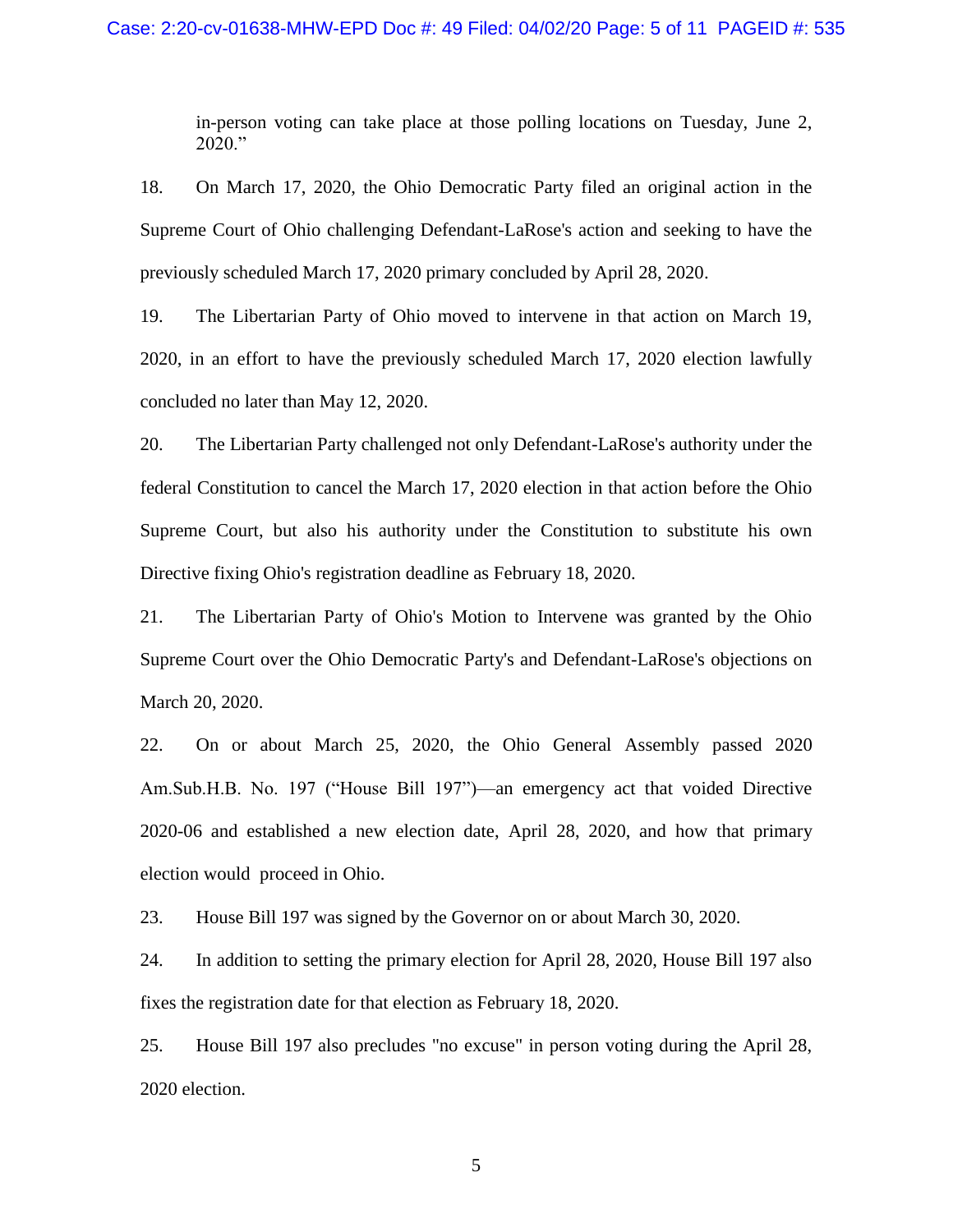in-person voting can take place at those polling locations on Tuesday, June 2, 2020."

18. On March 17, 2020, the Ohio Democratic Party filed an original action in the Supreme Court of Ohio challenging Defendant-LaRose's action and seeking to have the previously scheduled March 17, 2020 primary concluded by April 28, 2020.

19. The Libertarian Party of Ohio moved to intervene in that action on March 19, 2020, in an effort to have the previously scheduled March 17, 2020 election lawfully concluded no later than May 12, 2020.

20. The Libertarian Party challenged not only Defendant-LaRose's authority under the federal Constitution to cancel the March 17, 2020 election in that action before the Ohio Supreme Court, but also his authority under the Constitution to substitute his own Directive fixing Ohio's registration deadline as February 18, 2020.

21. The Libertarian Party of Ohio's Motion to Intervene was granted by the Ohio Supreme Court over the Ohio Democratic Party's and Defendant-LaRose's objections on March 20, 2020.

22. On or about March 25, 2020, the Ohio General Assembly passed 2020 Am.Sub.H.B. No. 197 ("House Bill 197")—an emergency act that voided Directive 2020-06 and established a new election date, April 28, 2020, and how that primary election would proceed in Ohio.

23. House Bill 197 was signed by the Governor on or about March 30, 2020.

24. In addition to setting the primary election for April 28, 2020, House Bill 197 also fixes the registration date for that election as February 18, 2020.

25. House Bill 197 also precludes "no excuse" in person voting during the April 28, 2020 election.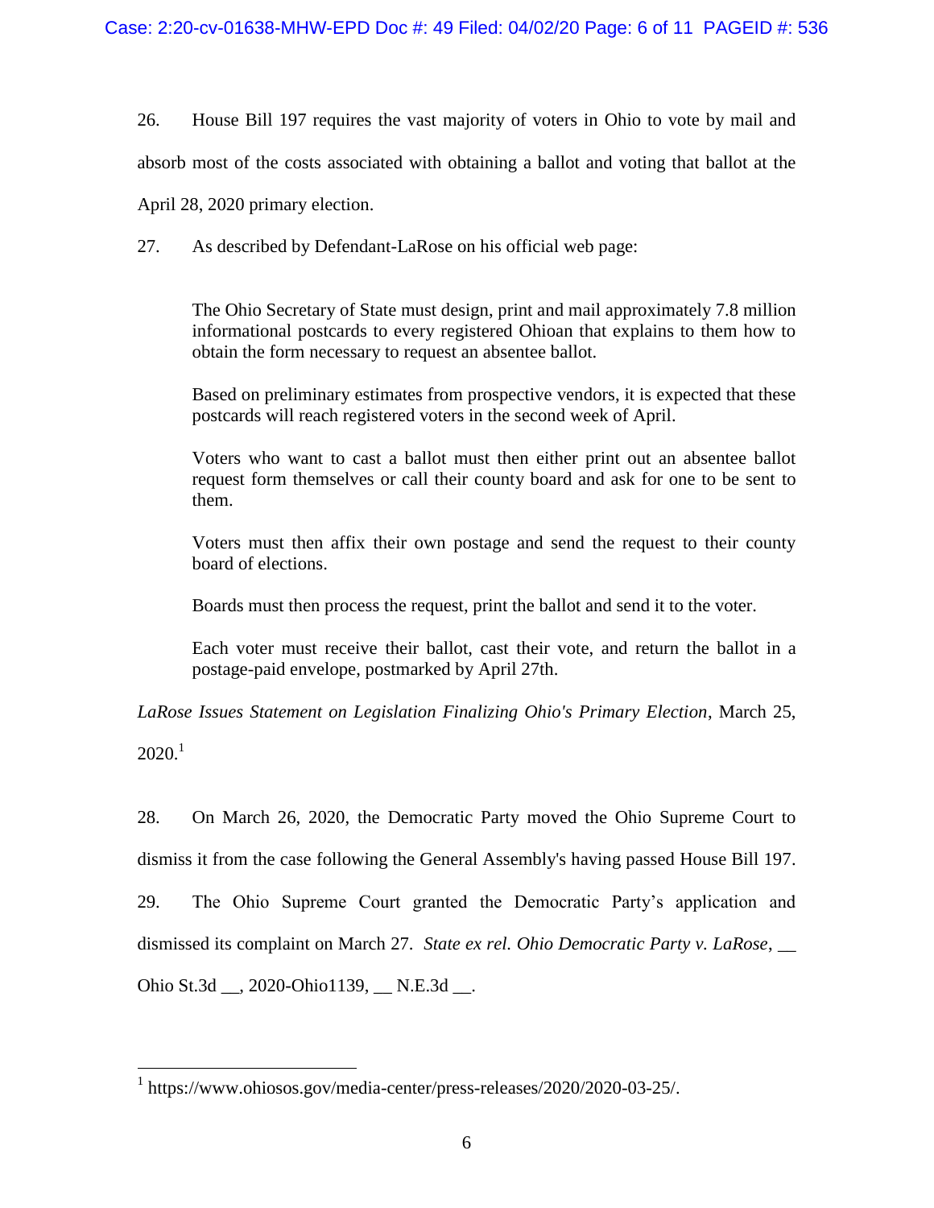26. House Bill 197 requires the vast majority of voters in Ohio to vote by mail and absorb most of the costs associated with obtaining a ballot and voting that ballot at the April 28, 2020 primary election.

27. As described by Defendant-LaRose on his official web page:

> The Ohio Secretary of State must design, print and mail approximately 7.8 million informational postcards to every registered Ohioan that explains to them how to obtain the form necessary to request an absentee ballot.
>
> Based on preliminary estimates from prospective vendors, it is expected that these postcards will reach registered voters in the second week of April.
>
> Voters who want to cast a ballot must then either print out an absentee ballot request form themselves or call their county board and ask for one to be sent to them.
>
> Voters must then affix their own postage and send the request to their county board of elections.
>
> Boards must then process the request, print the ballot and send it to the voter.
>
> Each voter must receive their ballot, cast their vote, and return the ballot in a postage-paid envelope, postmarked by April 27th.

*LaRose Issues Statement on Legislation Finalizing Ohio's Primary Election*, March 25, 2020.[1]

28. On March 26, 2020, the Democratic Party moved the Ohio Supreme Court to dismiss it from the case following the General Assembly's having passed House Bill 197.

29. The Ohio Supreme Court granted the Democratic Party's application and dismissed its complaint on March 27. *State ex rel. Ohio Democratic Party v. LaRose*, __ Ohio St.3d __, 2020-Ohio1139, __ N.E.3d __.

---

[1] https://www.ohiosos.gov/media-center/press-releases/2020/2020-03-25/.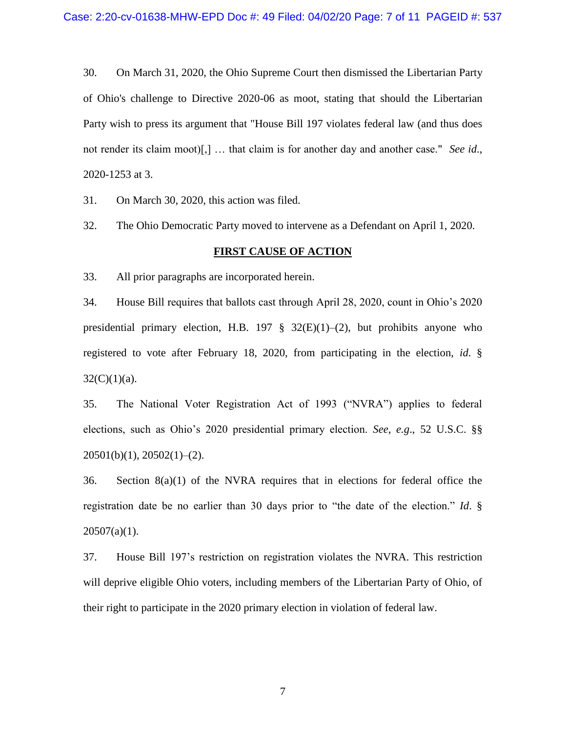30. On March 31, 2020, the Ohio Supreme Court then dismissed the Libertarian Party of Ohio's challenge to Directive 2020-06 as moot, stating that should the Libertarian Party wish to press its argument that "House Bill 197 violates federal law (and thus does not render its claim moot)[,] … that claim is for another day and another case." *See id*., 2020-1253 at 3.

31. On March 30, 2020, this action was filed.

32. The Ohio Democratic Party moved to intervene as a Defendant on April 1, 2020.

**FIRST CAUSE OF ACTION**

33. All prior paragraphs are incorporated herein.

34. House Bill requires that ballots cast through April 28, 2020, count in Ohio's 2020 presidential primary election, H.B. 197 § 32(E)(1)–(2), but prohibits anyone who registered to vote after February 18, 2020, from participating in the election, *id*. § 32(C)(1)(a).

35. The National Voter Registration Act of 1993 ("NVRA") applies to federal elections, such as Ohio's 2020 presidential primary election. *See, e.g*., 52 U.S.C. §§ 20501(b)(1), 20502(1)–(2).

36. Section 8(a)(1) of the NVRA requires that in elections for federal office the registration date be no earlier than 30 days prior to "the date of the election." *Id*. § 20507(a)(1).

37. House Bill 197's restriction on registration violates the NVRA. This restriction will deprive eligible Ohio voters, including members of the Libertarian Party of Ohio, of their right to participate in the 2020 primary election in violation of federal law.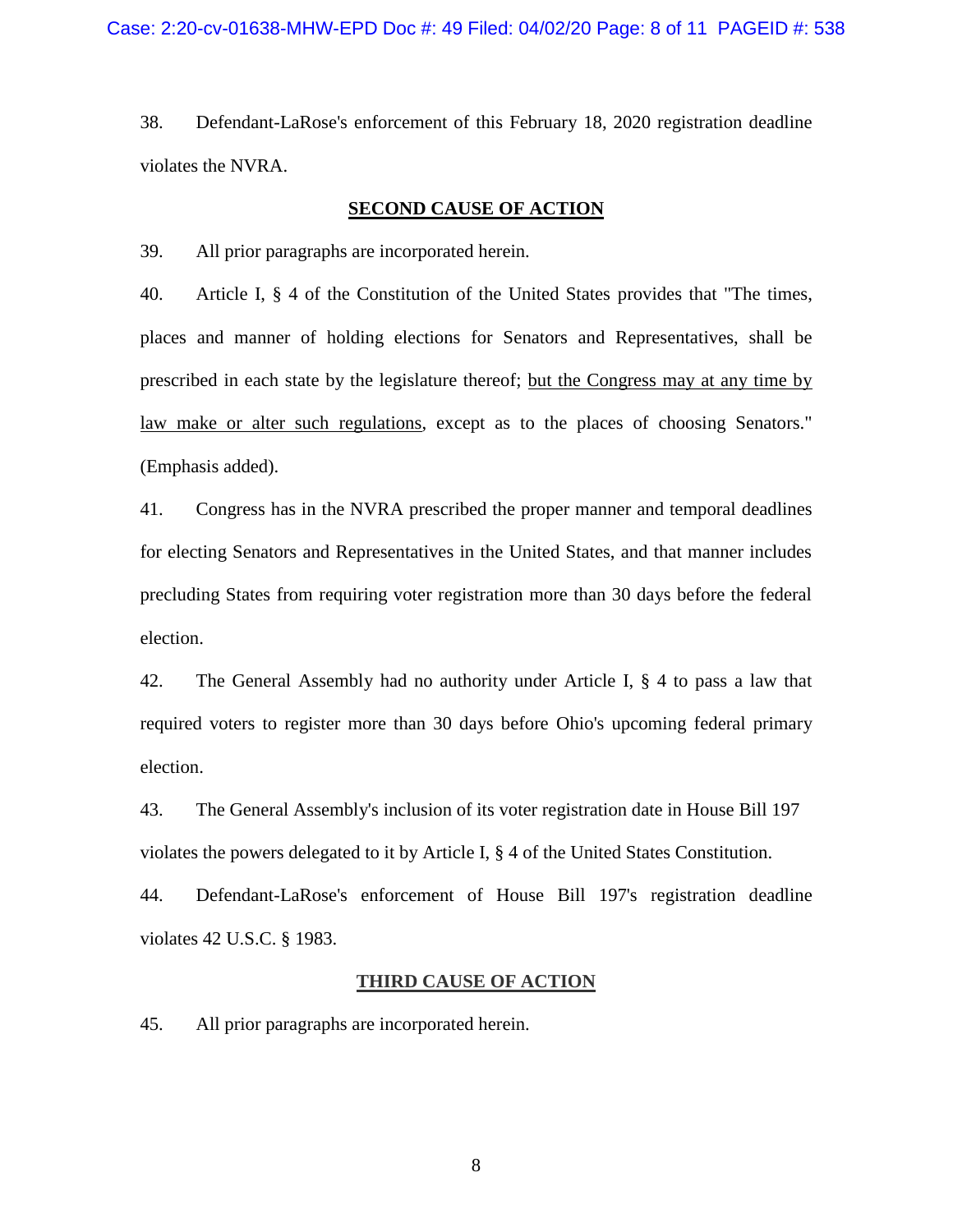38. Defendant-LaRose's enforcement of this February 18, 2020 registration deadline violates the NVRA.

## SECOND CAUSE OF ACTION

39. All prior paragraphs are incorporated herein.

40. Article I, § 4 of the Constitution of the United States provides that "The times, places and manner of holding elections for Senators and Representatives, shall be prescribed in each state by the legislature thereof; <u>but the Congress may at any time by law make or alter such regulations</u>, except as to the places of choosing Senators." (Emphasis added).

41. Congress has in the NVRA prescribed the proper manner and temporal deadlines for electing Senators and Representatives in the United States, and that manner includes precluding States from requiring voter registration more than 30 days before the federal election.

42. The General Assembly had no authority under Article I, § 4 to pass a law that required voters to register more than 30 days before Ohio's upcoming federal primary election.

43. The General Assembly's inclusion of its voter registration date in House Bill 197 violates the powers delegated to it by Article I, § 4 of the United States Constitution.

44. Defendant-LaRose's enforcement of House Bill 197's registration deadline violates 42 U.S.C. § 1983.

## THIRD CAUSE OF ACTION

45. All prior paragraphs are incorporated herein.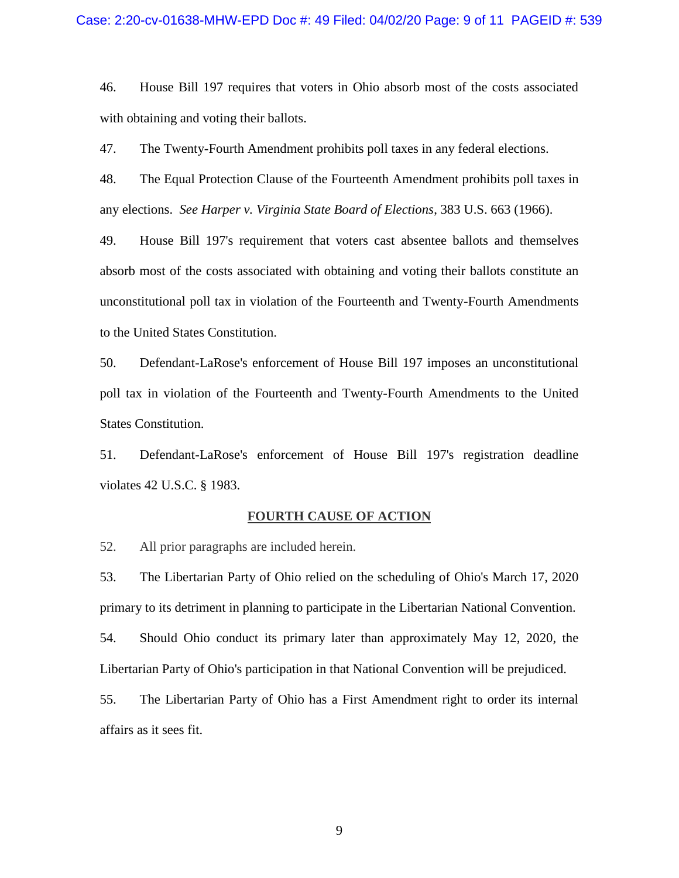46. House Bill 197 requires that voters in Ohio absorb most of the costs associated with obtaining and voting their ballots.

47. The Twenty-Fourth Amendment prohibits poll taxes in any federal elections.

48. The Equal Protection Clause of the Fourteenth Amendment prohibits poll taxes in any elections. *See Harper v. Virginia State Board of Elections*, 383 U.S. 663 (1966).

49. House Bill 197's requirement that voters cast absentee ballots and themselves absorb most of the costs associated with obtaining and voting their ballots constitute an unconstitutional poll tax in violation of the Fourteenth and Twenty-Fourth Amendments to the United States Constitution.

50. Defendant-LaRose's enforcement of House Bill 197 imposes an unconstitutional poll tax in violation of the Fourteenth and Twenty-Fourth Amendments to the United States Constitution.

51. Defendant-LaRose's enforcement of House Bill 197's registration deadline violates 42 U.S.C. § 1983.

**FOURTH CAUSE OF ACTION**

52. All prior paragraphs are included herein.

53. The Libertarian Party of Ohio relied on the scheduling of Ohio's March 17, 2020 primary to its detriment in planning to participate in the Libertarian National Convention.

54. Should Ohio conduct its primary later than approximately May 12, 2020, the Libertarian Party of Ohio's participation in that National Convention will be prejudiced.

55. The Libertarian Party of Ohio has a First Amendment right to order its internal affairs as it sees fit.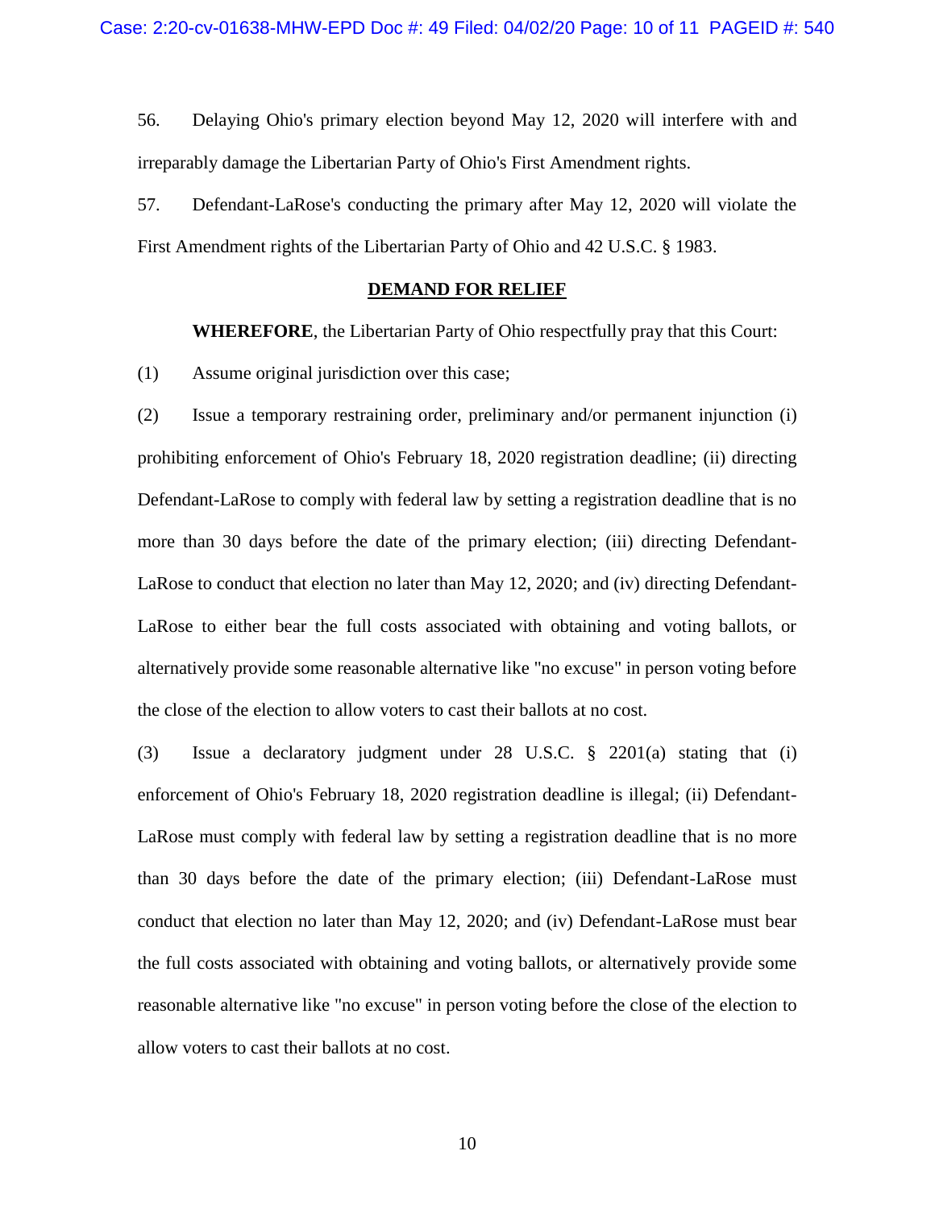56. Delaying Ohio's primary election beyond May 12, 2020 will interfere with and irreparably damage the Libertarian Party of Ohio's First Amendment rights.

57. Defendant-LaRose's conducting the primary after May 12, 2020 will violate the First Amendment rights of the Libertarian Party of Ohio and 42 U.S.C. § 1983.

## DEMAND FOR RELIEF

**WHEREFORE**, the Libertarian Party of Ohio respectfully pray that this Court:

(1) Assume original jurisdiction over this case;

(2) Issue a temporary restraining order, preliminary and/or permanent injunction (i) prohibiting enforcement of Ohio's February 18, 2020 registration deadline; (ii) directing Defendant-LaRose to comply with federal law by setting a registration deadline that is no more than 30 days before the date of the primary election; (iii) directing Defendant-LaRose to conduct that election no later than May 12, 2020; and (iv) directing Defendant-LaRose to either bear the full costs associated with obtaining and voting ballots, or alternatively provide some reasonable alternative like "no excuse" in person voting before the close of the election to allow voters to cast their ballots at no cost.

(3) Issue a declaratory judgment under 28 U.S.C. § 2201(a) stating that (i) enforcement of Ohio's February 18, 2020 registration deadline is illegal; (ii) Defendant-LaRose must comply with federal law by setting a registration deadline that is no more than 30 days before the date of the primary election; (iii) Defendant-LaRose must conduct that election no later than May 12, 2020; and (iv) Defendant-LaRose must bear the full costs associated with obtaining and voting ballots, or alternatively provide some reasonable alternative like "no excuse" in person voting before the close of the election to allow voters to cast their ballots at no cost.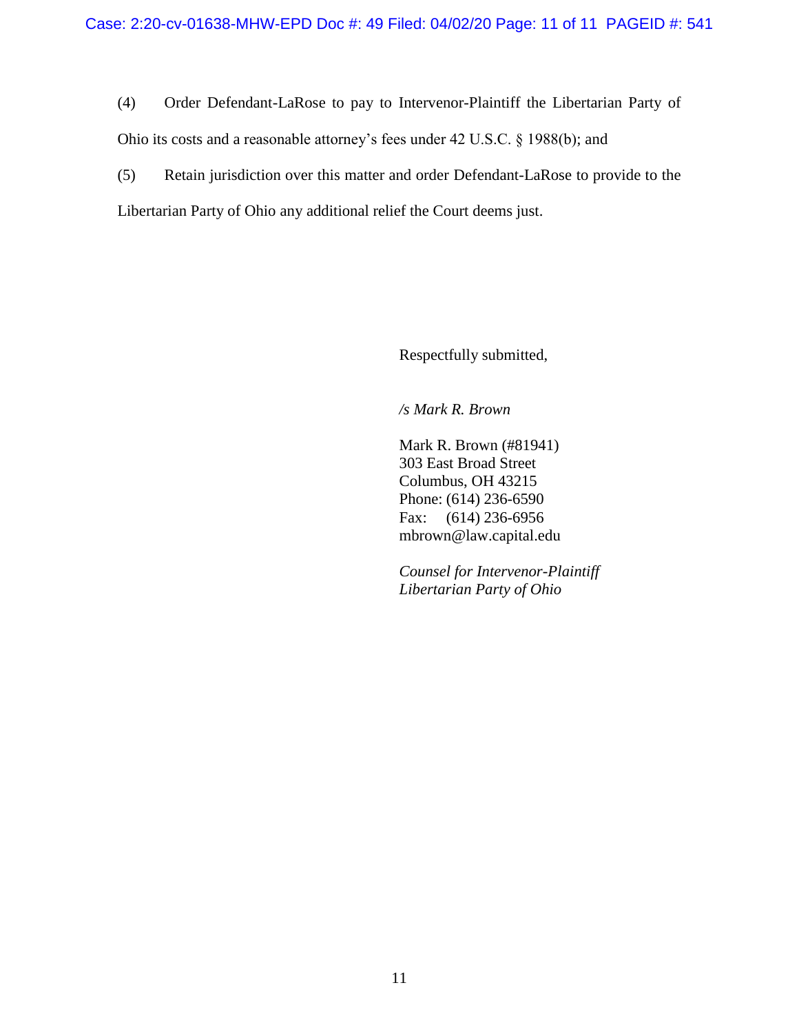(4) Order Defendant-LaRose to pay to Intervenor-Plaintiff the Libertarian Party of Ohio its costs and a reasonable attorney's fees under 42 U.S.C. § 1988(b); and

(5) Retain jurisdiction over this matter and order Defendant-LaRose to provide to the Libertarian Party of Ohio any additional relief the Court deems just.

Respectfully submitted,

*/s Mark R. Brown*

Mark R. Brown (#81941)
303 East Broad Street
Columbus, OH 43215
Phone: (614) 236-6590
Fax: (614) 236-6956
mbrown@law.capital.edu

*Counsel for Intervenor-Plaintiff Libertarian Party of Ohio*